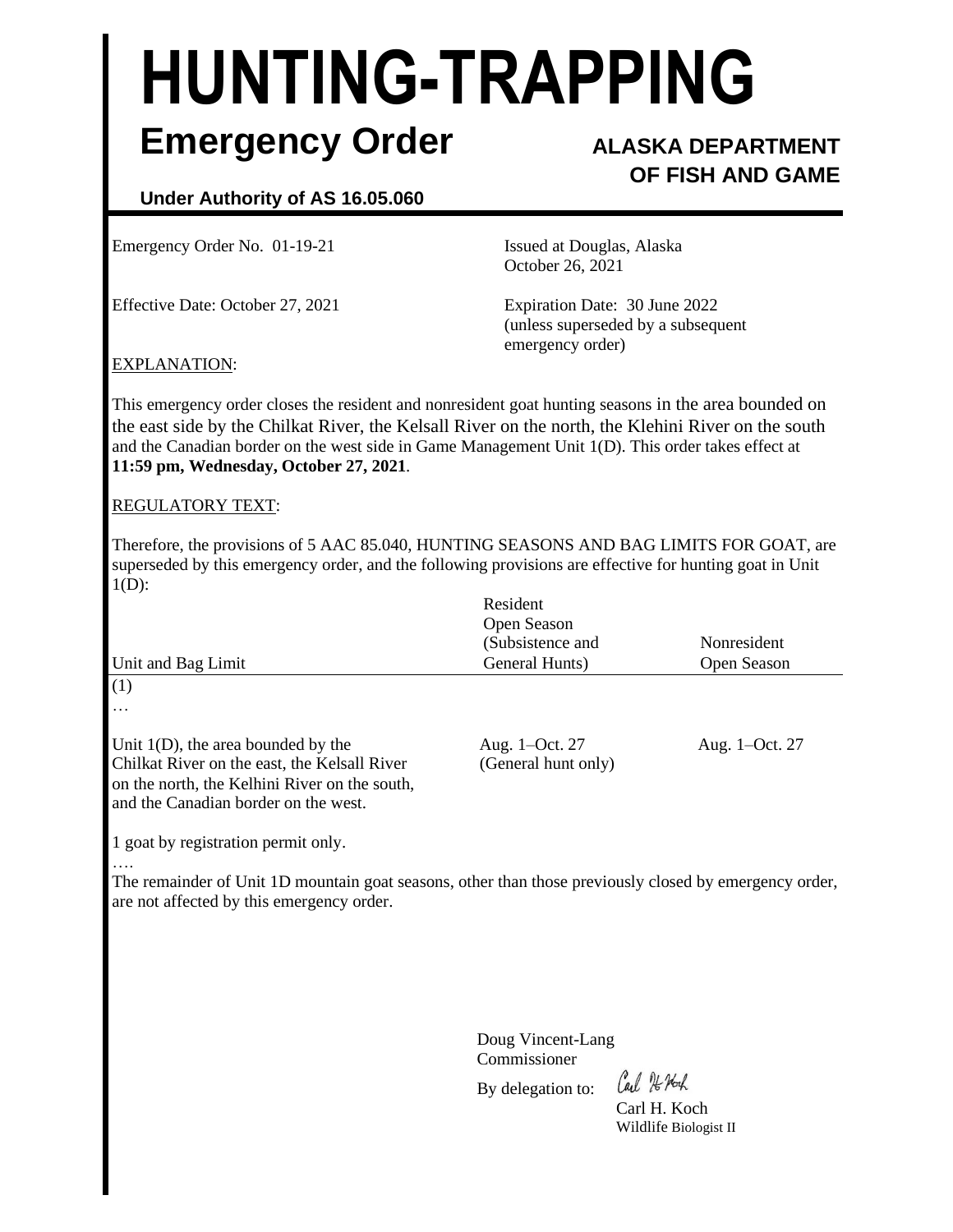# HUNTING-TRAPPING

## Emergency Order

**ALASKA DEPARTMENT OF FISH AND GAME**

**Under Authority of AS 16.05.060**

Emergency Order No. 01-19-21

Issued at Douglas, Alaska
October 26, 2021

Effective Date: October 27, 2021

Expiration Date: 30 June 2022
(unless superseded by a subsequent emergency order)

EXPLANATION:

This emergency order closes the resident and nonresident goat hunting seasons in the area bounded on the east side by the Chilkat River, the Kelsall River on the north, the Klehini River on the south and the Canadian border on the west side in Game Management Unit 1(D). This order takes effect at **11:59 pm, Wednesday, October 27, 2021**.

REGULATORY TEXT:

Therefore, the provisions of 5 AAC 85.040, HUNTING SEASONS AND BAG LIMITS FOR GOAT, are superseded by this emergency order, and the following provisions are effective for hunting goat in Unit 1(D):

| Unit and Bag Limit | Resident Open Season (Subsistence and General Hunts) | Nonresident Open Season |
|---|---|---|
| (1) | | |
| … | | |
| Unit 1(D), the area bounded by the Chilkat River on the east, the Kelsall River on the north, the Kelhini River on the south, and the Canadian border on the west. | Aug. 1–Oct. 27 (General hunt only) | Aug. 1–Oct. 27 |
| 1 goat by registration permit only. | | |
| …. | | |

The remainder of Unit 1D mountain goat seasons, other than those previously closed by emergency order, are not affected by this emergency order.

Doug Vincent-Lang
Commissioner

By delegation to: Carl H. Koch

Carl H. Koch
Wildlife Biologist II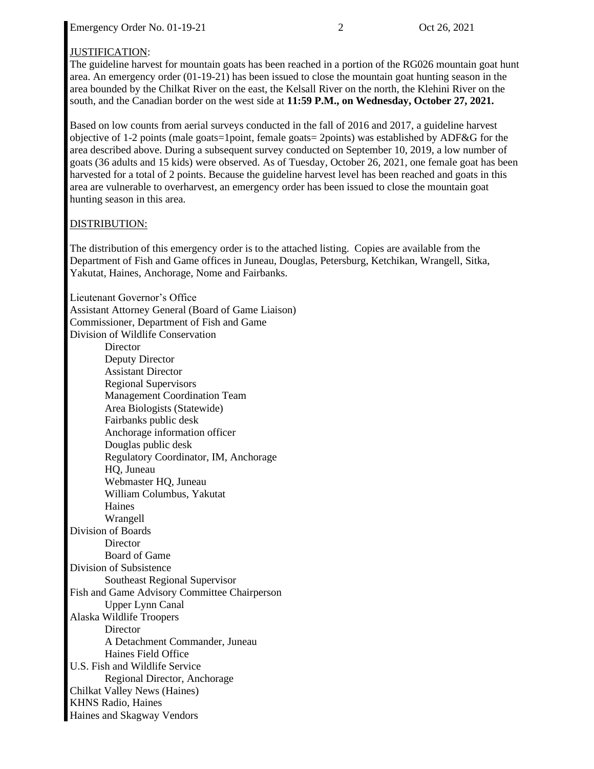JUSTIFICATION:

The guideline harvest for mountain goats has been reached in a portion of the RG026 mountain goat hunt area. An emergency order (01-19-21) has been issued to close the mountain goat hunting season in the area bounded by the Chilkat River on the east, the Kelsall River on the north, the Klehini River on the south, and the Canadian border on the west side at **11:59 P.M., on Wednesday, October 27, 2021.**

Based on low counts from aerial surveys conducted in the fall of 2016 and 2017, a guideline harvest objective of 1-2 points (male goats=1point, female goats= 2points) was established by ADF&G for the area described above. During a subsequent survey conducted on September 10, 2019, a low number of goats (36 adults and 15 kids) were observed. As of Tuesday, October 26, 2021, one female goat has been harvested for a total of 2 points. Because the guideline harvest level has been reached and goats in this area are vulnerable to overharvest, an emergency order has been issued to close the mountain goat hunting season in this area.

DISTRIBUTION:

The distribution of this emergency order is to the attached listing. Copies are available from the Department of Fish and Game offices in Juneau, Douglas, Petersburg, Ketchikan, Wrangell, Sitka, Yakutat, Haines, Anchorage, Nome and Fairbanks.

Lieutenant Governor's Office
Assistant Attorney General (Board of Game Liaison)
Commissioner, Department of Fish and Game
Division of Wildlife Conservation
- Director
- Deputy Director
- Assistant Director
- Regional Supervisors
- Management Coordination Team
- Area Biologists (Statewide)
- Fairbanks public desk
- Anchorage information officer
- Douglas public desk
- Regulatory Coordinator, IM, Anchorage
- HQ, Juneau
- Webmaster HQ, Juneau
- William Columbus, Yakutat
- Haines
- Wrangell

Division of Boards
- Director
- Board of Game

Division of Subsistence
- Southeast Regional Supervisor

Fish and Game Advisory Committee Chairperson
- Upper Lynn Canal

Alaska Wildlife Troopers
- Director
- A Detachment Commander, Juneau
- Haines Field Office

U.S. Fish and Wildlife Service
- Regional Director, Anchorage

Chilkat Valley News (Haines)
KHNS Radio, Haines
Haines and Skagway Vendors